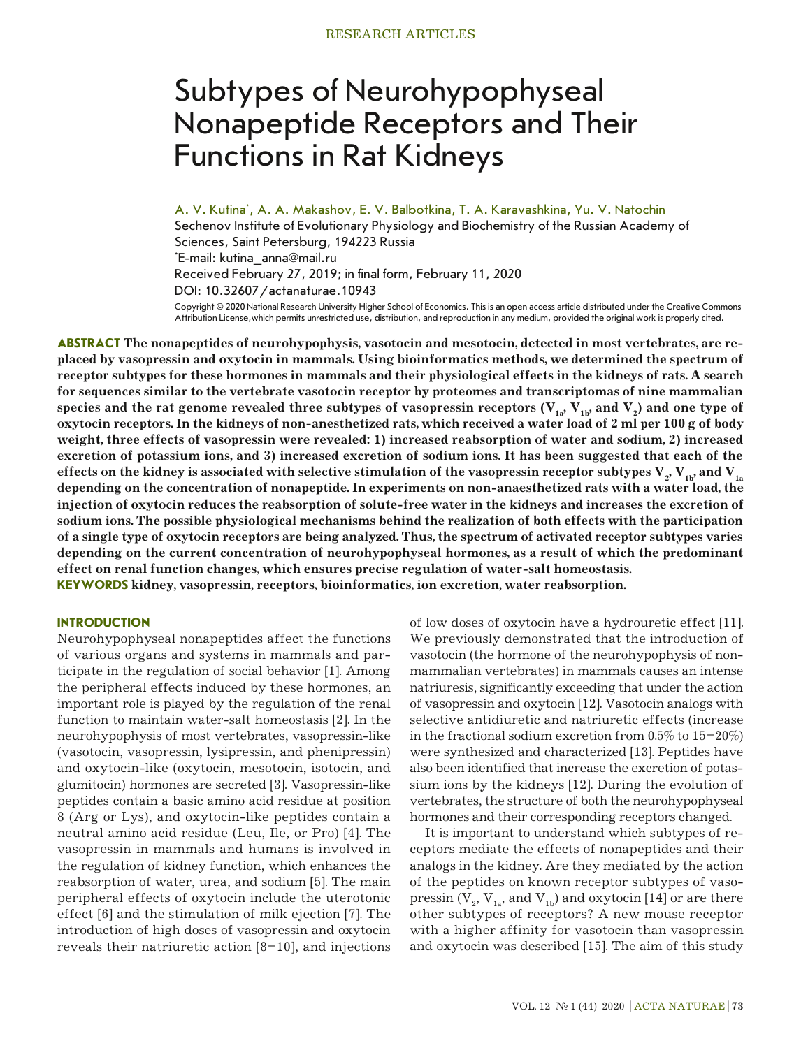# Subtypes of Neurohypophyseal Nonapeptide Receptors and Their Functions in Rat Kidneys

A. V. Kutina*, A. A. Makashov, E. V. Balbotkina, T. A. Karavashkina, Yu. V. Natochin

Sechenov Institute of Evolutionary Physiology and Biochemistry of the Russian Academy of Sciences, Saint Petersburg, 194223 Russia

*E-mail: kutina_anna@mail.ru

Received February 27, 2019; in final form, February 11, 2020

DOI: 10.32607/actanaturae.10943

Copyright © 2020 National Research University Higher School of Economics. This is an open access article distributed under the Creative Commons Attribution License,which permits unrestricted use, distribution, and reproduction in any medium, provided the original work is properly cited.

**ABSTRACT The nonapeptides of neurohypophysis, vasotocin and mesotocin, detected in most vertebrates, are replaced by vasopressin and oxytocin in mammals. Using bioinformatics methods, we determined the spectrum of receptor subtypes for these hormones in mammals and their physiological effects in the kidneys of rats. A search for sequences similar to the vertebrate vasotocin receptor by proteomes and transcriptomas of nine mammalian species and the rat genome revealed three subtypes of vasopressin receptors ($V_{1a}$, $V_{1b}$, and $V_2$) and one type of oxytocin receptors. In the kidneys of non-anesthetized rats, which received a water load of 2 ml per 100 g of body weight, three effects of vasopressin were revealed: 1) increased reabsorption of water and sodium, 2) increased excretion of potassium ions, and 3) increased excretion of sodium ions. It has been suggested that each of the effects on the kidney is associated with selective stimulation of the vasopressin receptor subtypes $V_2$, $V_{1b}$, and $V_{1a}$ depending on the concentration of nonapeptide. In experiments on non-anaesthetized rats with a water load, the injection of oxytocin reduces the reabsorption of solute-free water in the kidneys and increases the excretion of sodium ions. The possible physiological mechanisms behind the realization of both effects with the participation of a single type of oxytocin receptors are being analyzed. Thus, the spectrum of activated receptor subtypes varies depending on the current concentration of neurohypophyseal hormones, as a result of which the predominant effect on renal function changes, which ensures precise regulation of water-salt homeostasis.**

**KEYWORDS kidney, vasopressin, receptors, bioinformatics, ion excretion, water reabsorption.**

## INTRODUCTION

Neurohypophyseal nonapeptides affect the functions of various organs and systems in mammals and participate in the regulation of social behavior [1]. Among the peripheral effects induced by these hormones, an important role is played by the regulation of the renal function to maintain water-salt homeostasis [2]. In the neurohypophysis of most vertebrates, vasopressin-like (vasotocin, vasopressin, lysipressin, and phenipressin) and oxytocin-like (oxytocin, mesotocin, isotocin, and glumitocin) hormones are secreted [3]. Vasopressin-like peptides contain a basic amino acid residue at position 8 (Arg or Lys), and oxytocin-like peptides contain a neutral amino acid residue (Leu, Ile, or Pro) [4]. The vasopressin in mammals and humans is involved in the regulation of kidney function, which enhances the reabsorption of water, urea, and sodium [5]. The main peripheral effects of oxytocin include the uterotonic effect [6] and the stimulation of milk ejection [7]. The introduction of high doses of vasopressin and oxytocin reveals their natriuretic action [8–10], and injections of low doses of oxytocin have a hydrouretic effect [11]. We previously demonstrated that the introduction of vasotocin (the hormone of the neurohypophysis of nonmammalian vertebrates) in mammals causes an intense natriuresis, significantly exceeding that under the action of vasopressin and oxytocin [12]. Vasotocin analogs with selective antidiuretic and natriuretic effects (increase in the fractional sodium excretion from 0.5% to 15–20%) were synthesized and characterized [13]. Peptides have also been identified that increase the excretion of potassium ions by the kidneys [12]. During the evolution of vertebrates, the structure of both the neurohypophyseal hormones and their corresponding receptors changed.

It is important to understand which subtypes of receptors mediate the effects of nonapeptides and their analogs in the kidney. Are they mediated by the action of the peptides on known receptor subtypes of vasopressin ($V_2$, $V_{1a}$, and $V_{1b}$) and oxytocin [14] or are there other subtypes of receptors? A new mouse receptor with a higher affinity for vasotocin than vasopressin and oxytocin was described [15]. The aim of this study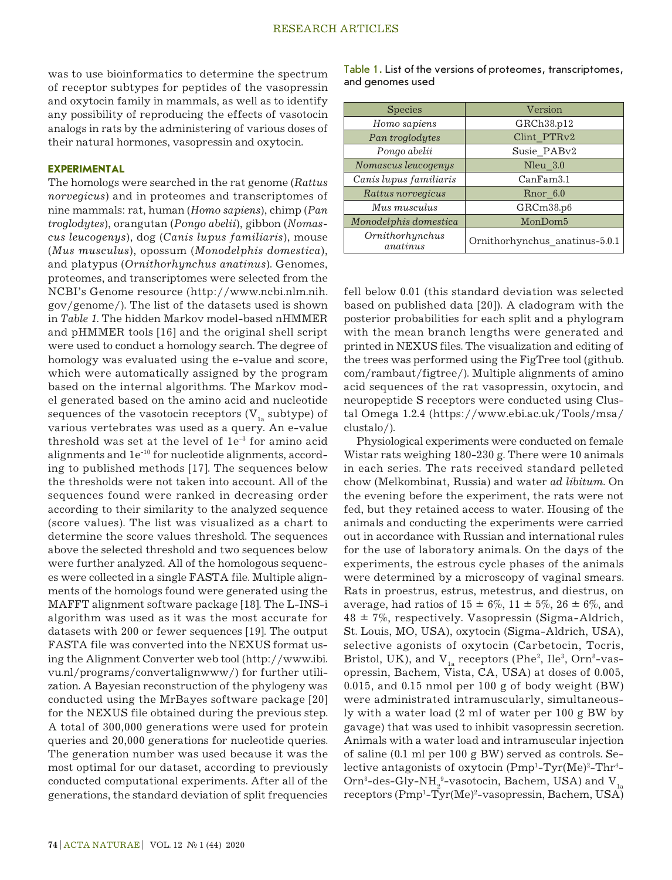was to use bioinformatics to determine the spectrum of receptor subtypes for peptides of the vasopressin and oxytocin family in mammals, as well as to identify any possibility of reproducing the effects of vasotocin analogs in rats by the administering of various doses of their natural hormones, vasopressin and oxytocin.

## EXPERIMENTAL

The homologs were searched in the rat genome (*Rattus norvegicus*) and in proteomes and transcriptomes of nine mammals: rat, human (*Homo sapiens*), chimp (*Pan troglodytes*), orangutan (*Pongo abelii*), gibbon (*Nomascus leucogenys*), dog (*Canis lupus familiaris*), mouse (*Mus musculus*), opossum (*Monodelphis domestica*), and platypus (*Ornithorhynchus anatinus*). Genomes, proteomes, and transcriptomes were selected from the NCBI's Genome resource (http://www.ncbi.nlm.nih.gov/genome/). The list of the datasets used is shown in *Table 1*. The hidden Markov model-based nHMMER and pHMMER tools [16] and the original shell script were used to conduct a homology search. The degree of homology was evaluated using the e-value and score, which were automatically assigned by the program based on the internal algorithms. The Markov model generated based on the amino acid and nucleotide sequences of the vasotocin receptors ($V_{1a}$ subtype) of various vertebrates was used as a query. An e-value threshold was set at the level of $1e^{-3}$ for amino acid alignments and $1e^{-10}$ for nucleotide alignments, according to published methods [17]. The sequences below the thresholds were not taken into account. All of the sequences found were ranked in decreasing order according to their similarity to the analyzed sequence (score values). The list was visualized as a chart to determine the score values threshold. The sequences above the selected threshold and two sequences below were further analyzed. All of the homologous sequences were collected in a single FASTA file. Multiple alignments of the homologs found were generated using the MAFFT alignment software package [18]. The L-INS-i algorithm was used as it was the most accurate for datasets with 200 or fewer sequences [19]. The output FASTA file was converted into the NEXUS format using the Alignment Converter web tool (http://www.ibi.vu.nl/programs/convertalignwww/) for further utilization. A Bayesian reconstruction of the phylogeny was conducted using the MrBayes software package [20] for the NEXUS file obtained during the previous step. A total of 300,000 generations were used for protein queries and 20,000 generations for nucleotide queries. The generation number was used because it was the most optimal for our dataset, according to previously conducted computational experiments. After all of the generations, the standard deviation of split frequencies fell below 0.01 (this standard deviation was selected based on published data [20]). A cladogram with the posterior probabilities for each split and a phylogram with the mean branch lengths were generated and printed in NEXUS files. The visualization and editing of the trees was performed using the FigTree tool (github.com/rambaut/figtree/). Multiple alignments of amino acid sequences of the rat vasopressin, oxytocin, and neuropeptide S receptors were conducted using Clustal Omega 1.2.4 (https://www.ebi.ac.uk/Tools/msa/clustalo/).

Table 1. List of the versions of proteomes, transcriptomes, and genomes used

| Species | Version |
|---|---|
| *Homo sapiens* | GRCh38.p12 |
| *Pan troglodytes* | Clint_PTRv2 |
| *Pongo abelii* | Susie_PABv2 |
| *Nomascus leucogenys* | Nleu_3.0 |
| *Canis lupus familiaris* | CanFam3.1 |
| *Rattus norvegicus* | Rnor_6.0 |
| *Mus musculus* | GRCm38.p6 |
| *Monodelphis domestica* | MonDom5 |
| *Ornithorhynchus anatinus* | Ornithorhynchus_anatinus-5.0.1 |

Physiological experiments were conducted on female Wistar rats weighing 180-230 g. There were 10 animals in each series. The rats received standard pelleted chow (Melkombinat, Russia) and water *ad libitum*. On the evening before the experiment, the rats were not fed, but they retained access to water. Housing of the animals and conducting the experiments were carried out in accordance with Russian and international rules for the use of laboratory animals. On the days of the experiments, the estrous cycle phases of the animals were determined by a microscopy of vaginal smears. Rats in proestrus, estrus, metestrus, and diestrus, on average, had ratios of 15 ± 6%, 11 ± 5%, 26 ± 6%, and 48 ± 7%, respectively. Vasopressin (Sigma-Aldrich, St. Louis, MO, USA), oxytocin (Sigma-Aldrich, USA), selective agonists of oxytocin (Carbetocin, Tocris, Bristol, UK), and $V_{1a}$ receptors (Phe$^2$, Ile$^3$, Orn$^8$-vasopressin, Bachem, Vista, CA, USA) at doses of 0.005, 0.015, and 0.15 nmol per 100 g of body weight (BW) were administrated intramuscularly, simultaneously with a water load (2 ml of water per 100 g BW by gavage) that was used to inhibit vasopressin secretion. Animals with a water load and intramuscular injection of saline (0.1 ml per 100 g BW) served as controls. Selective antagonists of oxytocin (Pmp$^1$-Tyr(Me)$^2$-Thr$^4$-Orn$^8$-des-Gly-$NH_2^9$-vasotocin, Bachem, USA) and $V_{1a}$ receptors (Pmp$^1$-Tyr(Me)$^2$-vasopressin, Bachem, USA)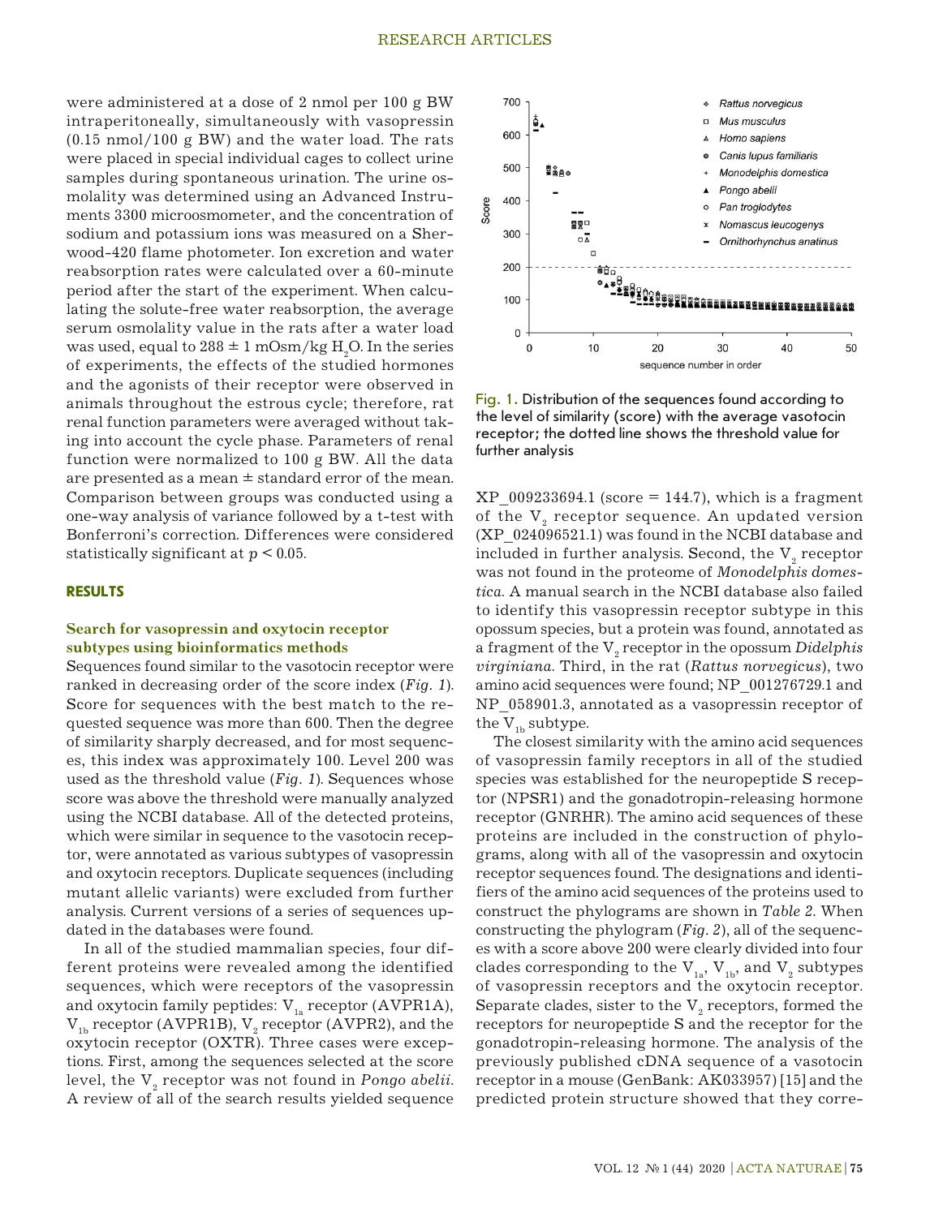were administered at a dose of 2 nmol per 100 g BW intraperitoneally, simultaneously with vasopressin (0.15 nmol/100 g BW) and the water load. The rats were placed in special individual cages to collect urine samples during spontaneous urination. The urine osmolality was determined using an Advanced Instruments 3300 microosmometer, and the concentration of sodium and potassium ions was measured on a Sherwood-420 flame photometer. Ion excretion and water reabsorption rates were calculated over a 60-minute period after the start of the experiment. When calculating the solute-free water reabsorption, the average serum osmolality value in the rats after a water load was used, equal to $288 \pm 1$ mOsm/kg $H_2O$. In the series of experiments, the effects of the studied hormones and the agonists of their receptor were observed in animals throughout the estrous cycle; therefore, rat renal function parameters were averaged without taking into account the cycle phase. Parameters of renal function were normalized to 100 g BW. All the data are presented as a mean ± standard error of the mean. Comparison between groups was conducted using a one-way analysis of variance followed by a t-test with Bonferroni's correction. Differences were considered statistically significant at $p < 0.05$.

## RESULTS

### Search for vasopressin and oxytocin receptor subtypes using bioinformatics methods

Sequences found similar to the vasotocin receptor were ranked in decreasing order of the score index (*Fig. 1*). Score for sequences with the best match to the requested sequence was more than 600. Then the degree of similarity sharply decreased, and for most sequences, this index was approximately 100. Level 200 was used as the threshold value (*Fig. 1*). Sequences whose score was above the threshold were manually analyzed using the NCBI database. All of the detected proteins, which were similar in sequence to the vasotocin receptor, were annotated as various subtypes of vasopressin and oxytocin receptors. Duplicate sequences (including mutant allelic variants) were excluded from further analysis. Current versions of a series of sequences updated in the databases were found.

In all of the studied mammalian species, four different proteins were revealed among the identified sequences, which were receptors of the vasopressin and oxytocin family peptides: $V_{1a}$ receptor (AVPR1A), $V_{1b}$ receptor (AVPR1B), $V_2$ receptor (AVPR2), and the oxytocin receptor (OXTR). Three cases were exceptions. First, among the sequences selected at the score level, the $V_2$ receptor was not found in *Pongo abelii*. A review of all of the search results yielded sequence XP_009233694.1 (score = 144.7), which is a fragment of the $V_2$ receptor sequence. An updated version (XP_024096521.1) was found in the NCBI database and included in further analysis. Second, the $V_2$ receptor was not found in the proteome of *Monodelphis domestica*. A manual search in the NCBI database also failed to identify this vasopressin receptor subtype in this opossum species, but a protein was found, annotated as a fragment of the $V_2$ receptor in the opossum *Didelphis virginiana*. Third, in the rat (*Rattus norvegicus*), two amino acid sequences were found; NP_001276729.1 and NP_058901.3, annotated as a vasopressin receptor of the $V_{1b}$ subtype.

Fig. 1. Distribution of the sequences found according to the level of similarity (score) with the average vasotocin receptor; the dotted line shows the threshold value for further analysis

The closest similarity with the amino acid sequences of vasopressin family receptors in all of the studied species was established for the neuropeptide S receptor (NPSR1) and the gonadotropin-releasing hormone receptor (GNRHR). The amino acid sequences of these proteins are included in the construction of phylograms, along with all of the vasopressin and oxytocin receptor sequences found. The designations and identifiers of the amino acid sequences of the proteins used to construct the phylograms are shown in *Table 2*. When constructing the phylogram (*Fig. 2*), all of the sequences with a score above 200 were clearly divided into four clades corresponding to the $V_{1a}$, $V_{1b}$, and $V_2$ subtypes of vasopressin receptors and the oxytocin receptor. Separate clades, sister to the $V_2$ receptors, formed the receptors for neuropeptide S and the receptor for the gonadotropin-releasing hormone. The analysis of the previously published cDNA sequence of a vasotocin receptor in a mouse (GenBank: AK033957) [15] and the predicted protein structure showed that they corre-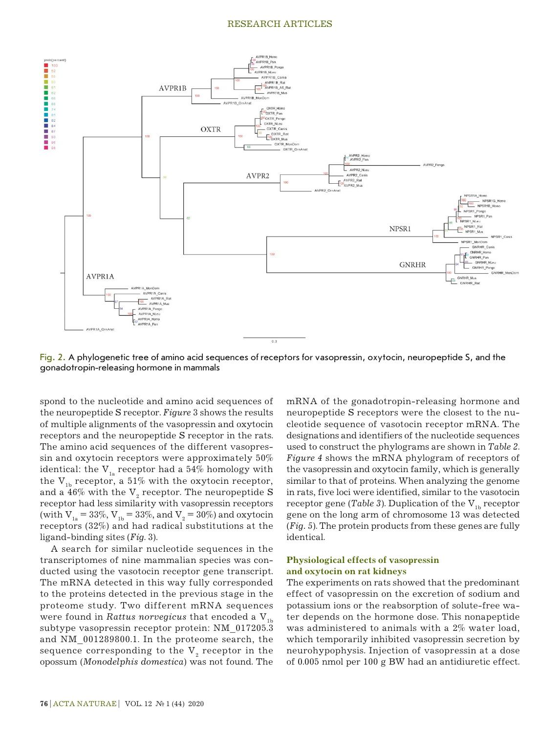Fig. 2. A phylogenetic tree of amino acid sequences of receptors for vasopressin, oxytocin, neuropeptide S, and the gonadotropin-releasing hormone in mammals

spond to the nucleotide and amino acid sequences of the neuropeptide S receptor. *Figure* 3 shows the results of multiple alignments of the vasopressin and oxytocin receptors and the neuropeptide S receptor in the rats. The amino acid sequences of the different vasopressin and oxytocin receptors were approximately 50% identical: the $V_{1a}$ receptor had a 54% homology with the $V_{1b}$ receptor, a 51% with the oxytocin receptor, and a 46% with the $V_2$ receptor. The neuropeptide S receptor had less similarity with vasopressin receptors (with $V_{1a}$ = 33%, $V_{1b}$ = 33%, and $V_2$ = 30%) and oxytocin receptors (32%) and had radical substitutions at the ligand-binding sites (*Fig.* 3).

A search for similar nucleotide sequences in the transcriptomes of nine mammalian species was conducted using the vasotocin receptor gene transcript. The mRNA detected in this way fully corresponded to the proteins detected in the previous stage in the proteome study. Two different mRNA sequences were found in *Rattus norvegicus* that encoded a $V_{1b}$ subtype vasopressin receptor protein: NM_017205.3 and NM_001289800.1. In the proteome search, the sequence corresponding to the $V_2$ receptor in the opossum (*Monodelphis domestica*) was not found. The mRNA of the gonadotropin-releasing hormone and neuropeptide S receptors were the closest to the nucleotide sequence of vasotocin receptor mRNA. The designations and identifiers of the nucleotide sequences used to construct the phylograms are shown in *Table 2*. *Figure 4* shows the mRNA phylogram of receptors of the vasopressin and oxytocin family, which is generally similar to that of proteins. When analyzing the genome in rats, five loci were identified, similar to the vasotocin receptor gene (*Table 3*). Duplication of the $V_{1b}$ receptor gene on the long arm of chromosome 13 was detected (*Fig.* 5). The protein products from these genes are fully identical.

## Physiological effects of vasopressin and oxytocin on rat kidneys

The experiments on rats showed that the predominant effect of vasopressin on the excretion of sodium and potassium ions or the reabsorption of solute-free water depends on the hormone dose. This nonapeptide was administered to animals with a 2% water load, which temporarily inhibited vasopressin secretion by neurohypophysis. Injection of vasopressin at a dose of 0.005 nmol per 100 g BW had an antidiuretic effect.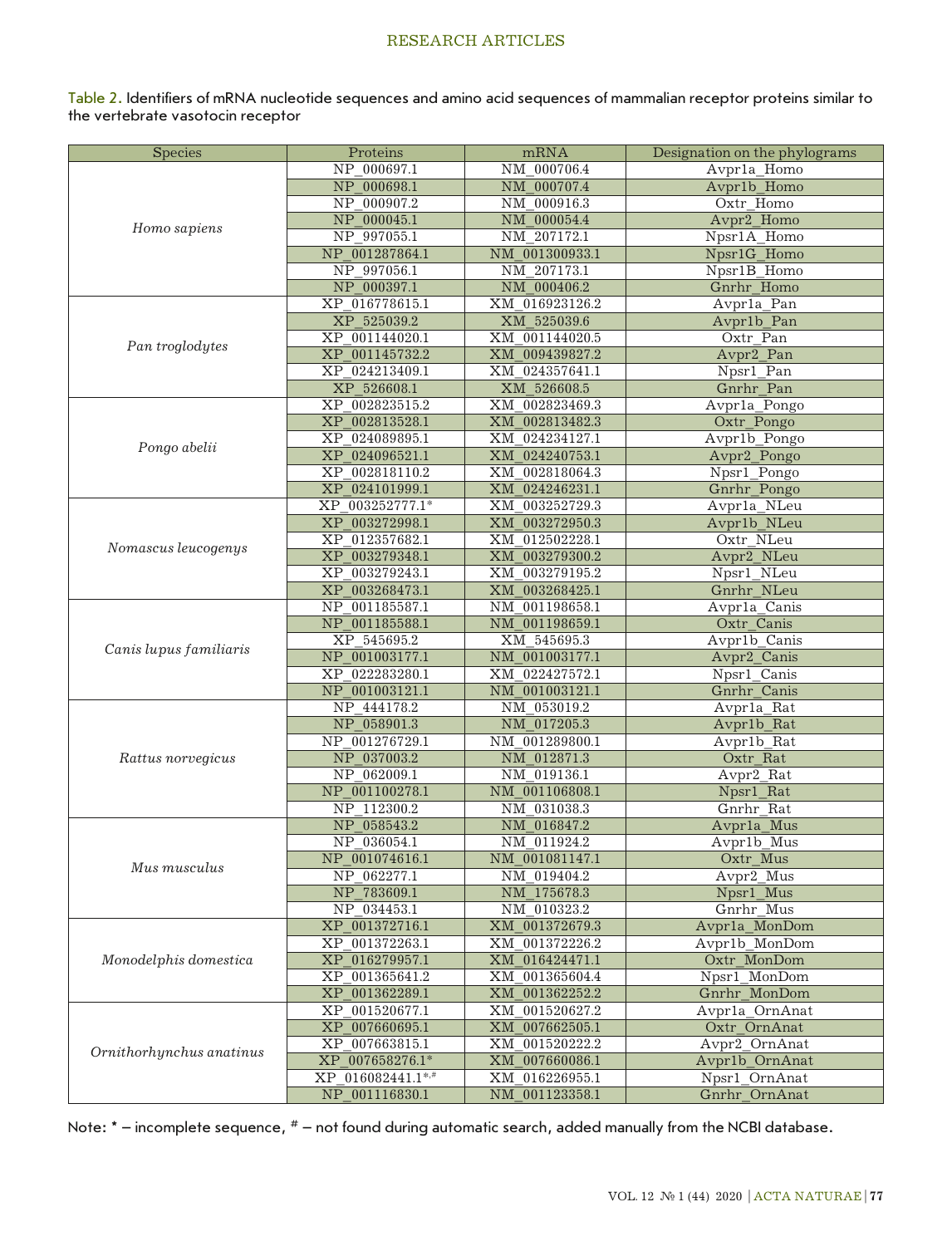Table 2. Identifiers of mRNA nucleotide sequences and amino acid sequences of mammalian receptor proteins similar to the vertebrate vasotocin receptor

| Species | Proteins | mRNA | Designation on the phylograms |
|---|---|---|---|
| *Homo sapiens* | NP_000697.1 | NM_000706.4 | Avpr1a_Homo |
| | NP_000698.1 | NM_000707.4 | Avpr1b_Homo |
| | NP_000907.2 | NM_000916.3 | Oxtr_Homo |
| | NP_000045.1 | NM_000054.4 | Avpr2_Homo |
| | NP_997055.1 | NM_207172.1 | Npsr1A_Homo |
| | NP_001287864.1 | NM_001300933.1 | Npsr1G_Homo |
| | NP_997056.1 | NM_207173.1 | Npsr1B_Homo |
| | NP_000397.1 | NM_000406.2 | Gnrhr_Homo |
| *Pan troglodytes* | XP_016778615.1 | XM_016923126.2 | Avpr1a_Pan |
| | XP_525039.2 | XM_525039.6 | Avpr1b_Pan |
| | XP_001144020.1 | XM_001144020.5 | Oxtr_Pan |
| | XP_001145732.2 | XM_009439827.2 | Avpr2_Pan |
| | XP_024213409.1 | XM_024357641.1 | Npsr1_Pan |
| | XP_526608.1 | XM_526608.5 | Gnrhr_Pan |
| *Pongo abelii* | XP_002823515.2 | XM_002823469.3 | Avpr1a_Pongo |
| | XP_002813528.1 | XM_002813482.3 | Oxtr_Pongo |
| | XP_024089895.1 | XM_024234127.1 | Avpr1b_Pongo |
| | XP_024096521.1 | XM_024240753.1 | Avpr2_Pongo |
| | XP_002818110.2 | XM_002818064.3 | Npsr1_Pongo |
| | XP_024101999.1 | XM_024246231.1 | Gnrhr_Pongo |
| *Nomascus leucogenys* | XP_003252777.1* | XM_003252729.3 | Avpr1a_NLeu |
| | XP_003272998.1 | XM_003272950.3 | Avpr1b_NLeu |
| | XP_012357682.1 | XM_012502228.1 | Oxtr_NLeu |
| | XP_003279348.1 | XM_003279300.2 | Avpr2_NLeu |
| | XP_003279243.1 | XM_003279195.2 | Npsr1_NLeu |
| | XP_003268473.1 | XM_003268425.1 | Gnrhr_NLeu |
| *Canis lupus familiaris* | NP_001185587.1 | NM_001198658.1 | Avpr1a_Canis |
| | NP_001185588.1 | NM_001198659.1 | Oxtr_Canis |
| | XP_545695.2 | XM_545695.3 | Avpr1b_Canis |
| | NP_001003177.1 | NM_001003177.1 | Avpr2_Canis |
| | XP_022283280.1 | XM_022427572.1 | Npsr1_Canis |
| | NP_001003121.1 | NM_001003121.1 | Gnrhr_Canis |
| *Rattus norvegicus* | NP_444178.2 | NM_053019.2 | Avpr1a_Rat |
| | NP_058901.3 | NM_017205.3 | Avpr1b_Rat |
| | NP_001276729.1 | NM_001289800.1 | Avpr1b_Rat |
| | NP_037003.2 | NM_012871.3 | Oxtr_Rat |
| | NP_062009.1 | NM_019136.1 | Avpr2_Rat |
| | NP_001100278.1 | NM_001106808.1 | Npsr1_Rat |
| | NP_112300.2 | NM_031038.3 | Gnrhr_Rat |
| *Mus musculus* | NP_058543.2 | NM_016847.2 | Avpr1a_Mus |
| | NP_036054.1 | NM_011924.2 | Avpr1b_Mus |
| | NP_001074616.1 | NM_001081147.1 | Oxtr_Mus |
| | NP_062277.1 | NM_019404.2 | Avpr2_Mus |
| | NP_783609.1 | NM_175678.3 | Npsr1_Mus |
| | NP_034453.1 | NM_010323.2 | Gnrhr_Mus |
| *Monodelphis domestica* | XP_001372716.1 | XM_001372679.3 | Avpr1a_MonDom |
| | XP_001372263.1 | XM_001372226.2 | Avpr1b_MonDom |
| | XP_016279957.1 | XM_016424471.1 | Oxtr_MonDom |
| | XP_001365641.2 | XM_001365604.4 | Npsr1_MonDom |
| | XP_001362289.1 | XM_001362252.2 | Gnrhr_MonDom |
| *Ornithorhynchus anatinus* | XP_001520677.1 | XM_001520627.2 | Avpr1a_OrnAnat |
| | XP_007660695.1 | XM_007662505.1 | Oxtr_OrnAnat |
| | XP_007663815.1 | XM_001520222.2 | Avpr2_OrnAnat |
| | XP_007658276.1* | XM_007660086.1 | Avpr1b_OrnAnat |
| | XP_016082441.1*,# | XM_016226955.1 | Npsr1_OrnAnat |
| | NP_001116830.1 | NM_001123358.1 | Gnrhr_OrnAnat |

Note: * – incomplete sequence, # – not found during automatic search, added manually from the NCBI database.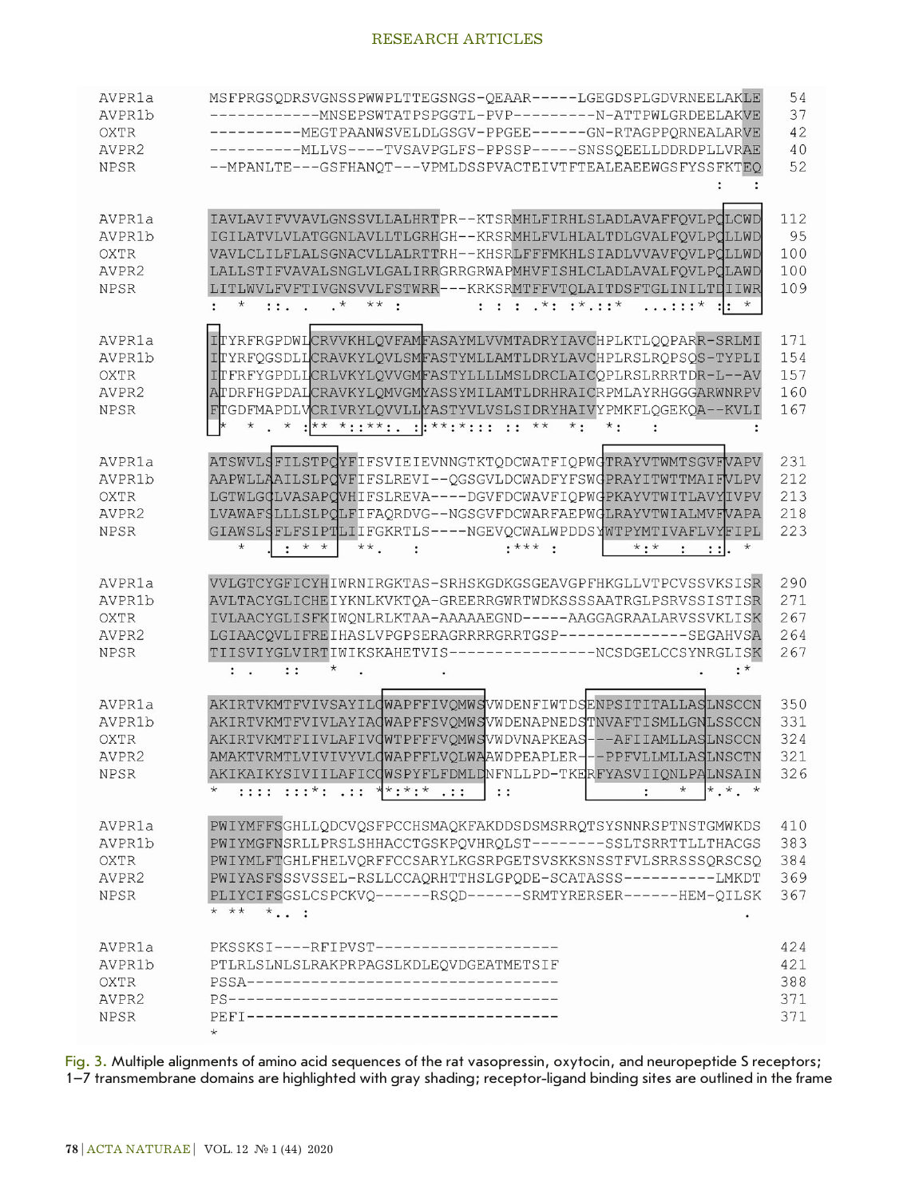```
AVPR1a   MSFPRGSQDRSVGNSSPWWPLTTEGSNGS-QEAAR-----LGEGDSPLGDVRNEELAKLE   54
AVPR1b   ------------MNSEPSWTATPSPGGTL-PVP---------N-ATTPWLGRDEELAKVE   37
OXTR     ----------MEGTPAANWSVELDLGSGV-PPGEE------GN-RTAGPPQRNEALARVE   42
AVPR2    ----------MLLVS----TVSAVPGLFS-PPSSP-----SNSSQEELLDDRDPLLVRAE   40
NPSR     --MPANLTE---GSFHANQT---VPMLDSSPVACTEIVTFTEALEAEEWGSFYSSFKTEQ   52
                                                                    :  :

AVPR1a   IAVLAVIFVVAVLGNSSVLLALHRTPR--KTSRMHLFIRHLSLADLAVAFFQVLPQLCWD  112
AVPR1b   IGILATVLVLATGGNLAVLLTLGRHGH--KRSRMHLFVLHLALTDLGVALFQVLPQLLWD   95
OXTR     VAVLCLILFLALSGNACVLLALRTTRH--KHSRLFFFMKHLSIADLVVAVFQVLPQLLWD  100
AVPR2    LALLSTIFVAVALSNGLVLGALIRRGRRGRWAPMHVFISHLCLADLAVALFQVLPQLAWD  100
NPSR     LITLWVLFVFTIVGNSVVLFSTWRR---KRKSRMTFFVTQLAITDSFTGLINILTDIIWR  109
         :  *  ::. .   .*  ** :        : : :  .*: :*.::*   ...:::* :: *

AVPR1a   ITYRFRGPDWLCRVVKHLQVFAMFASAYMLVVMTADRYIAVCHPLKTLQQPARR-SRLMI  171
AVPR1b   ITYRFQGSDLLCRAVKYLQVLSMFASTYMLLAMTLDRYLAVCHPLRSLRQPSQS-TYPLI  154
OXTR     ITFRFYGPDLLCRLVKYLQVVGMFASTYLLLLMSLDRCLAICQPLRSLRRRTDR-L--AV  157
AVPR2    ATDRFHGPDALCRAVKYLQMVGMYASSYMILAMTLDRHRAICRPMLAYRHGGGARWNRPV  160
NPSR     FTGDFMAPDLVCRIVRYLQVVLLYASTYVLVSLSIDRYHAIVYPMKFLQGEKQA--KVLI  167
          *  * . * :** *::**:. ::**:*::: :: **  *:   *:    :          :

AVPR1a   ATSWVLSFILSTPQYFIFSVIEIEVNNGTKTQDCWATFIQPWGTRAYVTWMTSGVFVAPV  231
AVPR1b   AAPWLLAAILSLPQVFIFSLREVI--QGSGVLDCWADFYFSWGPRAYITWTTMAIFVLPV  212
OXTR     LGTWLGCLVASAPQVHIFSLREVA----DGVFDCWAVFIQPWGPKAYVTWITLAVYIVPV  213
AVPR2    LVAWAFSLLLSLPQLFIFAQRDVG--NGSGVFDCWARFAEPWGLRAYVTWIALMVFVAPA  218
NPSR     GIAWSLSFLFSIPTLIIFGKRTLS----NGEVQCWALWPDDSYWTPYMTIVAFLVYFIPL  223
           *   . : * *  **.   :        :*** :          *:*  :  ::. *

AVPR1a   VVLGTCYGFICYHIWRNIRGKTAS-SRHSKGDKGSGEAVGPFHKGLLVTPCVSSVKSISR  290
AVPR1b   AVLTACYGLICHEIYKNLKVKTQA-GREERRGWRTWDKSSSSAATRGLPSRVSSISTISR  271
OXTR     IVLAACYGLISFKIWQNLRLKTAA-AAAAEGND-----AAGGAGRAALARVSSVKLISK  267
AVPR2    LGIAACQVLIFREIHASLVPGPSERAGRRRRGRRTGSP-------------SEGAHVSA  264
NPSR     TIISVIYGLVIRTIWIKSKAHETVIS---------------NCSDGELCCSYNRGLISK  267
           : .   ::    *  .         .                            .  :*

AVPR1a   AKIRTVKMTFVIVSAYILCWAPFFIVQMWSVWDENFIWTDSENPSITITALLASLNSCCN  350
AVPR1b   AKIRTVKMTFVIVLAYIACWAPFFSVQMWSVWDENAPNEDSTNVAFTISMLLGNLSSCCN  331
OXTR     AKIRTVKMTFIIVLAFIVCWTPFFFVQMWSVWDVNAPKEAS---AFIIAMLLASLNSCCN  324
AVPR2    AMAKTVRMTLVIVIVYVLCWAPFFLVQLWAAWDPEAPLER---PPFVLLMLLASLNSCTN  321
NPSR     AKIKAIKYSIVIILAFICCWSPYFLFDMLDNFNLLPD-TKERFYASVIIQNLPALNSAIN  326
         *  :::: :::*: .::  *:*:*:* .::       ::              :    *   *.*. *

AVPR1a   PWIYMFFSGHLLQDCVQSFPCCHSMAQKFAKDDSDSMSRRQTSYSNNRSPTNSTGMWKDS  410
AVPR1b   PWIYMGFNSRLLPRSLSHHACCTGSKPQVHRQLST--------SSLTSRRTTLLTHACGS  383
OXTR     PWIYMLFTGHLFHELVQRFFCCSARYLKGSRPGETSVSKKSNSSTFVLSRRSSSQRSCSQ  384
AVPR2    PWIYASFSSSVSSEL-RSLLCCAQRHTTHSLGPQDE-SCATASS----------LMKDT  369
NPSR     PLIYCIFSGSLCSPCKVQ------RSQD------SRMTYRERSER------HEM-QILSK  367
         * **   *.. :                                                .

AVPR1a   PKSSKSI----RFIPVST--------------------  424
AVPR1b   PTLRLSLNLSLRAKPRPAGSLKDLEQVDGEATMETSIF  421
OXTR     PSSA----------------------------------  388
AVPR2    PS------------------------------------  371
NPSR     PEFI----------------------------------  371
         *
```

Fig. 3. Multiple alignments of amino acid sequences of the rat vasopressin, oxytocin, and neuropeptide S receptors; 1–7 transmembrane domains are highlighted with gray shading; receptor-ligand binding sites are outlined in the frame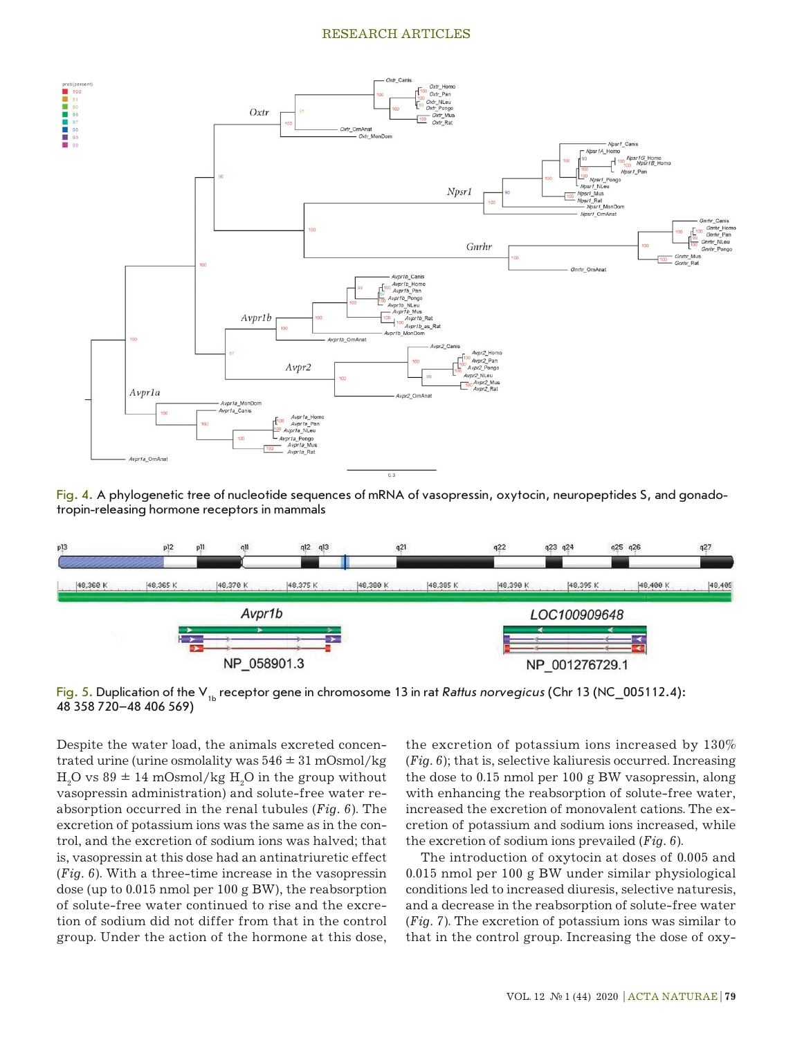Fig. 4. A phylogenetic tree of nucleotide sequences of mRNA of vasopressin, oxytocin, neuropeptides S, and gonadotropin-releasing hormone receptors in mammals

Fig. 5. Duplication of the $V_{1b}$ receptor gene in chromosome 13 in rat *Rattus norvegicus* (Chr 13 (NC_005112.4): 48 358 720–48 406 569)

Despite the water load, the animals excreted concentrated urine (urine osmolality was 546 ± 31 mOsmol/kg $H_2O$ vs 89 ± 14 mOsmol/kg $H_2O$ in the group without vasopressin administration) and solute-free water reabsorption occurred in the renal tubules (*Fig. 6*). The excretion of potassium ions was the same as in the control, and the excretion of sodium ions was halved; that is, vasopressin at this dose had an antinatriuretic effect (*Fig. 6*). With a three-time increase in the vasopressin dose (up to 0.015 nmol per 100 g BW), the reabsorption of solute-free water continued to rise and the excretion of sodium did not differ from that in the control group. Under the action of the hormone at this dose, the excretion of potassium ions increased by 130% (*Fig. 6*); that is, selective kaliuresis occurred. Increasing the dose to 0.15 nmol per 100 g BW vasopressin, along with enhancing the reabsorption of solute-free water, increased the excretion of monovalent cations. The excretion of potassium and sodium ions increased, while the excretion of sodium ions prevailed (*Fig. 6*).

The introduction of oxytocin at doses of 0.005 and 0.015 nmol per 100 g BW under similar physiological conditions led to increased diuresis, selective natriuresis, and a decrease in the reabsorption of solute-free water (*Fig. 7*). The excretion of potassium ions was similar to that in the control group. Increasing the dose of oxy-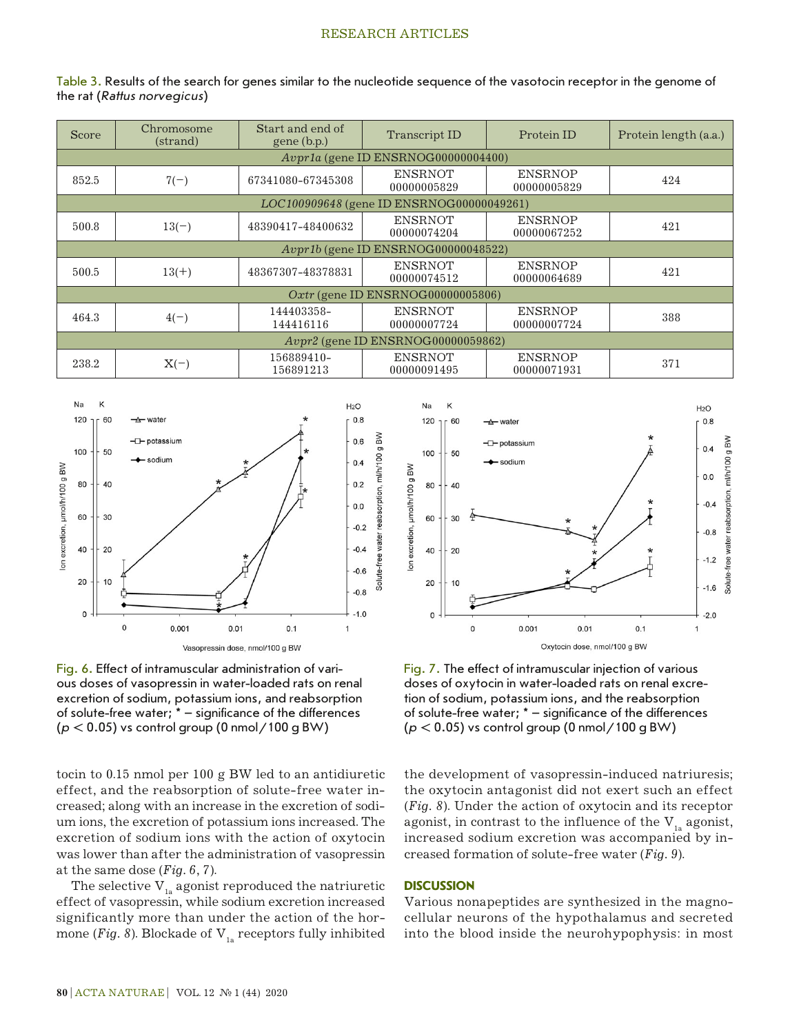Table 3. Results of the search for genes similar to the nucleotide sequence of the vasotocin receptor in the genome of the rat (*Rattus norvegicus*)

| Score | Chromosome (strand) | Start and end of gene (b.p.) | Transcript ID | Protein ID | Protein length (a.a.) |
|---|---|---|---|---|---|
| *Avpr1a* (gene ID ENSRNOG00000004400) | | | | | |
| 852.5 | 7(−) | 67341080-67345308 | ENSRNOT 00000005829 | ENSRNOP 00000005829 | 424 |
| *LOC100909648* (gene ID ENSRNOG00000049261) | | | | | |
| 500.8 | 13(−) | 48390417-48400632 | ENSRNOT 00000074204 | ENSRNOP 00000067252 | 421 |
| *Avpr1b* (gene ID ENSRNOG00000048522) | | | | | |
| 500.5 | 13(+) | 48367307-48378831 | ENSRNOT 00000074512 | ENSRNOP 00000064689 | 421 |
| *Oxtr* (gene ID ENSRNOG00000005806) | | | | | |
| 464.3 | 4(−) | 144403358-144416116 | ENSRNOT 00000007724 | ENSRNOP 00000007724 | 388 |
| *Avpr2* (gene ID ENSRNOG00000059862) | | | | | |
| 238.2 | X(−) | 156889410-156891213 | ENSRNOT 00000091495 | ENSRNOP 00000071931 | 371 |

Fig. 6. Effect of intramuscular administration of various doses of vasopressin in water-loaded rats on renal excretion of sodium, potassium ions, and reabsorption of solute-free water; * – significance of the differences ($p < 0.05$) vs control group (0 nmol/100 g BW)

Fig. 7. The effect of intramuscular injection of various doses of oxytocin in water-loaded rats on renal excretion of sodium, potassium ions, and the reabsorption of solute-free water; * – significance of the differences ($p < 0.05$) vs control group (0 nmol/100 g BW)

tocin to 0.15 nmol per 100 g BW led to an antidiuretic effect, and the reabsorption of solute-free water increased; along with an increase in the excretion of sodium ions, the excretion of potassium ions increased. The excretion of sodium ions with the action of oxytocin was lower than after the administration of vasopressin at the same dose (*Fig. 6*, *7*).

The selective $V_{1a}$ agonist reproduced the natriuretic effect of vasopressin, while sodium excretion increased significantly more than under the action of the hormone (*Fig. 8*). Blockade of $V_{1a}$ receptors fully inhibited the development of vasopressin-induced natriuresis; the oxytocin antagonist did not exert such an effect (*Fig. 8*). Under the action of oxytocin and its receptor agonist, in contrast to the influence of the $V_{1a}$ agonist, increased sodium excretion was accompanied by increased formation of solute-free water (*Fig. 9*).

## DISCUSSION

Various nonapeptides are synthesized in the magnocellular neurons of the hypothalamus and secreted into the blood inside the neurohypophysis: in most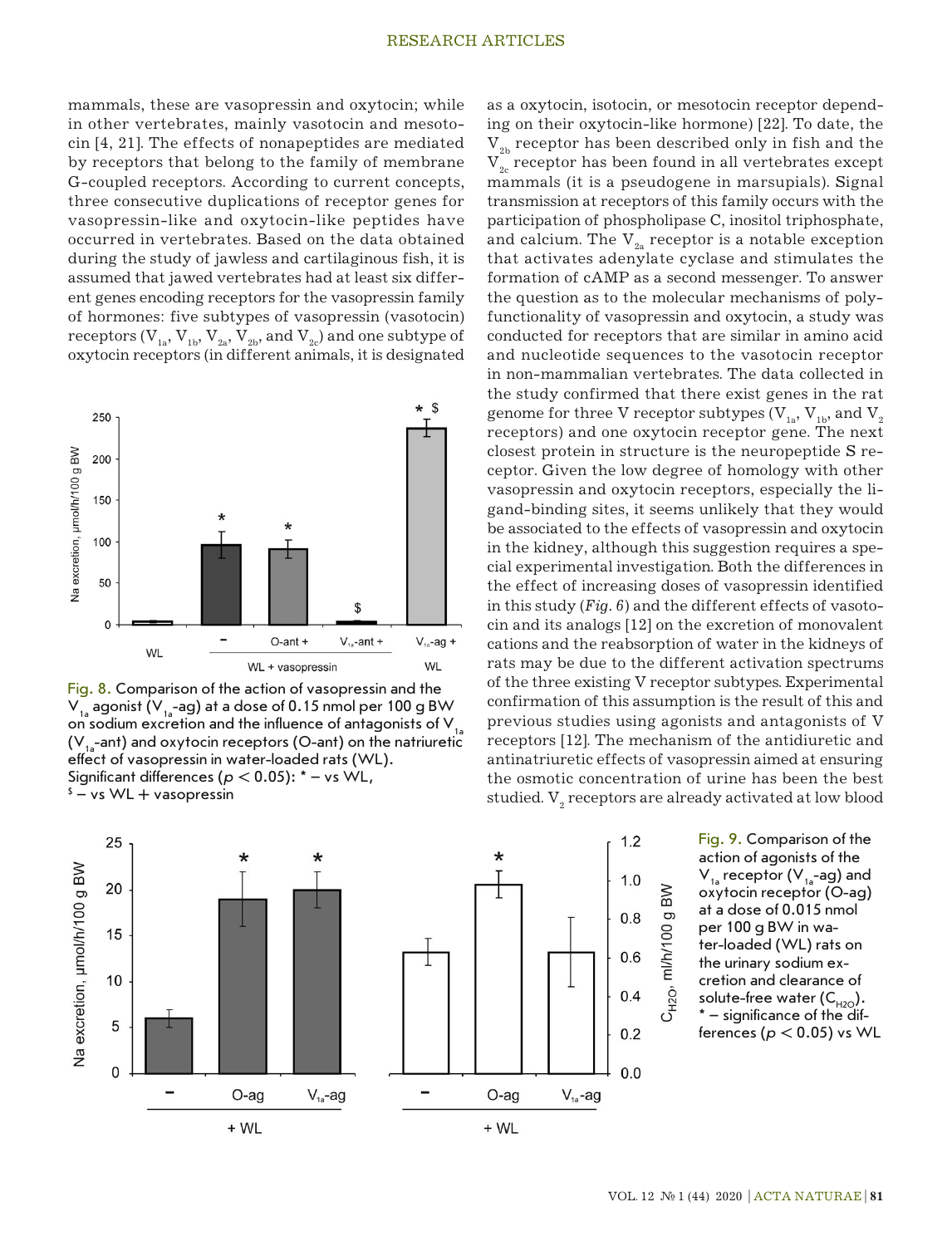mammals, these are vasopressin and oxytocin; while in other vertebrates, mainly vasotocin and mesotocin [4, 21]. The effects of nonapeptides are mediated by receptors that belong to the family of membrane G-coupled receptors. According to current concepts, three consecutive duplications of receptor genes for vasopressin-like and oxytocin-like peptides have occurred in vertebrates. Based on the data obtained during the study of jawless and cartilaginous fish, it is assumed that jawed vertebrates had at least six different genes encoding receptors for the vasopressin family of hormones: five subtypes of vasopressin (vasotocin) receptors ($V_{1a}$, $V_{1b}$, $V_{2a}$, $V_{2b}$, and $V_{2c}$) and one subtype of oxytocin receptors (in different animals, it is designated as a oxytocin, isotocin, or mesotocin receptor depending on their oxytocin-like hormone) [22]. To date, the $V_{2b}$ receptor has been described only in fish and the $V_{2c}$ receptor has been found in all vertebrates except mammals (it is a pseudogene in marsupials). Signal transmission at receptors of this family occurs with the participation of phospholipase C, inositol triphosphate, and calcium. The $V_{2a}$ receptor is a notable exception that activates adenylate cyclase and stimulates the formation of cAMP as a second messenger. To answer the question as to the molecular mechanisms of polyfunctionality of vasopressin and oxytocin, a study was conducted for receptors that are similar in amino acid and nucleotide sequences to the vasotocin receptor in non-mammalian vertebrates. The data collected in the study confirmed that there exist genes in the rat genome for three V receptor subtypes ($V_{1a}$, $V_{1b}$, and $V_2$ receptors) and one oxytocin receptor gene. The next closest protein in structure is the neuropeptide S receptor. Given the low degree of homology with other vasopressin and oxytocin receptors, especially the ligand-binding sites, it seems unlikely that they would be associated to the effects of vasopressin and oxytocin in the kidney, although this suggestion requires a special experimental investigation. Both the differences in the effect of increasing doses of vasopressin identified in this study (*Fig. 6*) and the different effects of vasotocin and its analogs [12] on the excretion of monovalent cations and the reabsorption of water in the kidneys of rats may be due to the different activation spectrums of the three existing V receptor subtypes. Experimental confirmation of this assumption is the result of this and previous studies using agonists and antagonists of V receptors [12]. The mechanism of the antidiuretic and antinatriuretic effects of vasopressin aimed at ensuring the osmotic concentration of urine has been the best studied. $V_2$ receptors are already activated at low blood

Fig. 8. Comparison of the action of vasopressin and the $V_{1a}$ agonist ($V_{1a}$-ag) at a dose of 0.15 nmol per 100 g BW on sodium excretion and the influence of antagonists of $V_{1a}$ ($V_{1a}$-ant) and oxytocin receptors (O-ant) on the natriuretic effect of vasopressin in water-loaded rats (WL). Significant differences ($p < 0.05$): * – vs WL, $ – vs WL + vasopressin

Fig. 9. Comparison of the action of agonists of the $V_{1a}$ receptor ($V_{1a}$-ag) and oxytocin receptor (O-ag) at a dose of 0.015 nmol per 100 g BW in water-loaded (WL) rats on the urinary sodium excretion and clearance of solute-free water ($C_{H2O}$). * – significance of the differences ($p < 0.05$) vs WL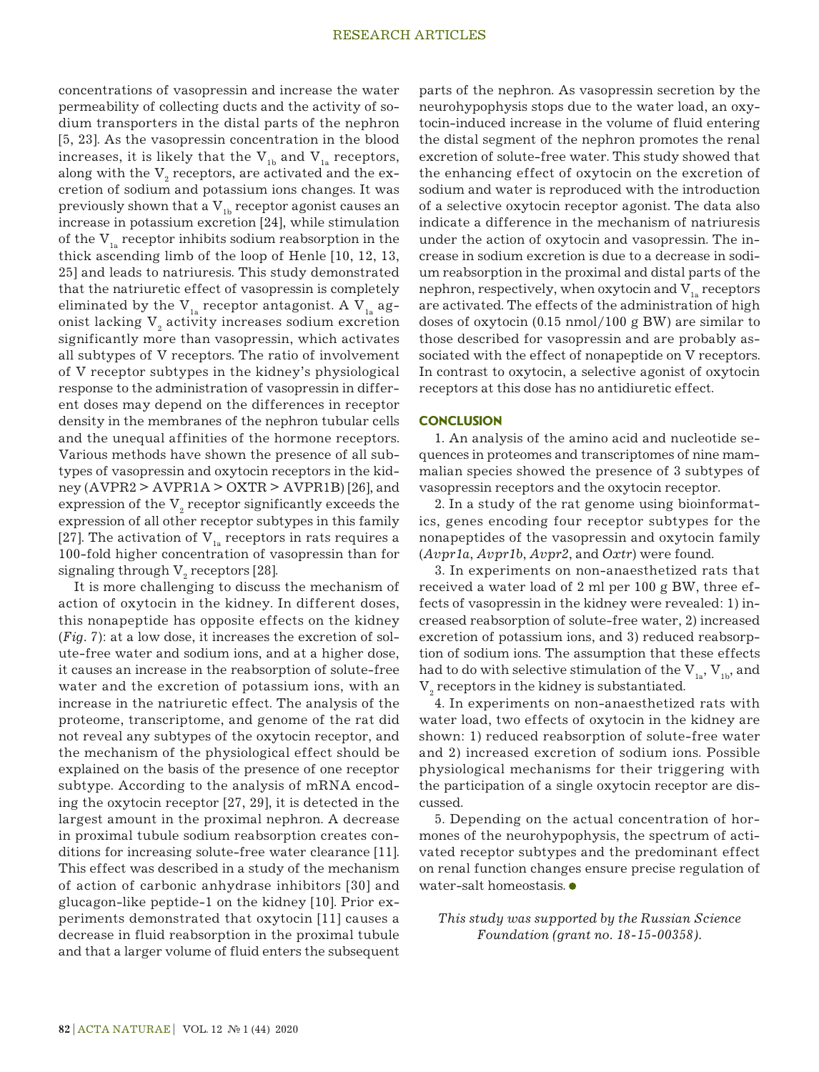concentrations of vasopressin and increase the water permeability of collecting ducts and the activity of sodium transporters in the distal parts of the nephron [5, 23]. As the vasopressin concentration in the blood increases, it is likely that the $V_{1b}$ and $V_{1a}$ receptors, along with the $V_2$ receptors, are activated and the excretion of sodium and potassium ions changes. It was previously shown that a $V_{1b}$ receptor agonist causes an increase in potassium excretion [24], while stimulation of the $V_{1a}$ receptor inhibits sodium reabsorption in the thick ascending limb of the loop of Henle [10, 12, 13, 25] and leads to natriuresis. This study demonstrated that the natriuretic effect of vasopressin is completely eliminated by the $V_{1a}$ receptor antagonist. A $V_{1a}$ agonist lacking $V_2$ activity increases sodium excretion significantly more than vasopressin, which activates all subtypes of V receptors. The ratio of involvement of V receptor subtypes in the kidney's physiological response to the administration of vasopressin in different doses may depend on the differences in receptor density in the membranes of the nephron tubular cells and the unequal affinities of the hormone receptors. Various methods have shown the presence of all subtypes of vasopressin and oxytocin receptors in the kidney (AVPR2 > AVPR1A > OXTR > AVPR1B) [26], and expression of the $V_2$ receptor significantly exceeds the expression of all other receptor subtypes in this family [27]. The activation of $V_{1a}$ receptors in rats requires a 100-fold higher concentration of vasopressin than for signaling through $V_2$ receptors [28].

It is more challenging to discuss the mechanism of action of oxytocin in the kidney. In different doses, this nonapeptide has opposite effects on the kidney (*Fig. 7*): at a low dose, it increases the excretion of solute-free water and sodium ions, and at a higher dose, it causes an increase in the reabsorption of solute-free water and the excretion of potassium ions, with an increase in the natriuretic effect. The analysis of the proteome, transcriptome, and genome of the rat did not reveal any subtypes of the oxytocin receptor, and the mechanism of the physiological effect should be explained on the basis of the presence of one receptor subtype. According to the analysis of mRNA encoding the oxytocin receptor [27, 29], it is detected in the largest amount in the proximal nephron. A decrease in proximal tubule sodium reabsorption creates conditions for increasing solute-free water clearance [11]. This effect was described in a study of the mechanism of action of carbonic anhydrase inhibitors [30] and glucagon-like peptide-1 on the kidney [10]. Prior experiments demonstrated that oxytocin [11] causes a decrease in fluid reabsorption in the proximal tubule and that a larger volume of fluid enters the subsequent parts of the nephron. As vasopressin secretion by the neurohypophysis stops due to the water load, an oxytocin-induced increase in the volume of fluid entering the distal segment of the nephron promotes the renal excretion of solute-free water. This study showed that the enhancing effect of oxytocin on the excretion of sodium and water is reproduced with the introduction of a selective oxytocin receptor agonist. The data also indicate a difference in the mechanism of natriuresis under the action of oxytocin and vasopressin. The increase in sodium excretion is due to a decrease in sodium reabsorption in the proximal and distal parts of the nephron, respectively, when oxytocin and $V_{1a}$ receptors are activated. The effects of the administration of high doses of oxytocin (0.15 nmol/100 g BW) are similar to those described for vasopressin and are probably associated with the effect of nonapeptide on V receptors. In contrast to oxytocin, a selective agonist of oxytocin receptors at this dose has no antidiuretic effect.

## CONCLUSION

1. An analysis of the amino acid and nucleotide sequences in proteomes and transcriptomes of nine mammalian species showed the presence of 3 subtypes of vasopressin receptors and the oxytocin receptor.

2. In a study of the rat genome using bioinformatics, genes encoding four receptor subtypes for the nonapeptides of the vasopressin and oxytocin family (*Avpr1a*, *Avpr1b*, *Avpr2*, and *Oxtr*) were found.

3. In experiments on non-anaesthetized rats that received a water load of 2 ml per 100 g BW, three effects of vasopressin in the kidney were revealed: 1) increased reabsorption of solute-free water, 2) increased excretion of potassium ions, and 3) reduced reabsorption of sodium ions. The assumption that these effects had to do with selective stimulation of the $V_{1a}$, $V_{1b}$, and $V_2$ receptors in the kidney is substantiated.

4. In experiments on non-anaesthetized rats with water load, two effects of oxytocin in the kidney are shown: 1) reduced reabsorption of solute-free water and 2) increased excretion of sodium ions. Possible physiological mechanisms for their triggering with the participation of a single oxytocin receptor are discussed.

5. Depending on the actual concentration of hormones of the neurohypophysis, the spectrum of activated receptor subtypes and the predominant effect on renal function changes ensure precise regulation of water-salt homeostasis.

*This study was supported by the Russian Science Foundation (grant no. 18-15-00358).*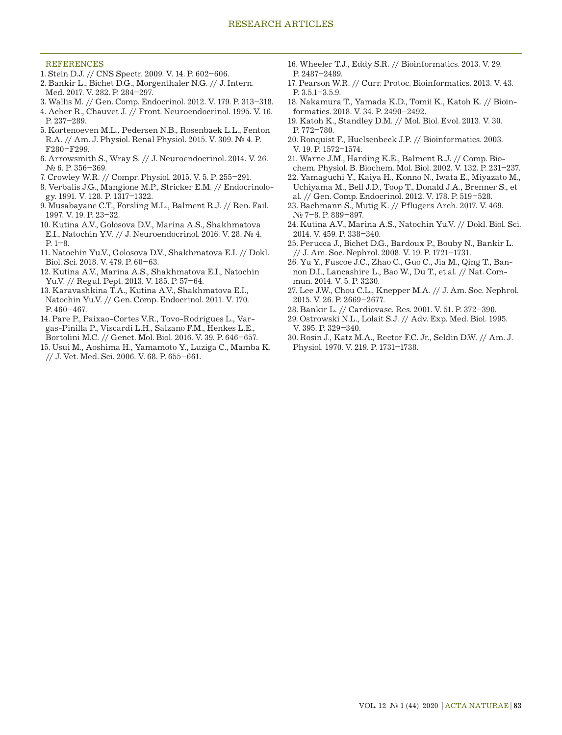## REFERENCES

1. Stein D.J. // CNS Spectr. 2009. V. 14. P. 602–606.
2. Bankir L., Bichet D.G., Morgenthaler N.G. // J. Intern. Med. 2017. V. 282. P. 284–297.
3. Wallis M. // Gen. Comp. Endocrinol. 2012. V. 179. P. 313–318.
4. Acher R., Chauvet J. // Front. Neuroendocrinol. 1995. V. 16. P. 237–289.
5. Kortenoeven M.L., Pedersen N.B., Rosenbaek L.L., Fenton R.A. // Am. J. Physiol. Renal Physiol. 2015. V. 309. № 4. P. F280–F299.
6. Arrowsmith S., Wray S. // J. Neuroendocrinol. 2014. V. 26. № 6. P. 356–369.
7. Crowley W.R. // Compr. Physiol. 2015. V. 5. P. 255–291.
8. Verbalis J.G., Mangione M.P., Stricker E.M. // Endocrinology. 1991. V. 128. P. 1317–1322.
9. Musabayane C.T., Forsling M.L., Balment R.J. // Ren. Fail. 1997. V. 19. P. 23–32.
10. Kutina A.V., Golosova D.V., Marina A.S., Shakhmatova E.I., Natochin Y.V. // J. Neuroendocrinol. 2016. V. 28. № 4. P. 1–8.
11. Natochin Yu.V., Golosova D.V., Shakhmatova E.I. // Dokl. Biol. Sci. 2018. V. 479. P. 60–63.
12. Kutina A.V., Marina A.S., Shakhmatova E.I., Natochin Yu.V. // Regul. Pept. 2013. V. 185. P. 57–64.
13. Karavashkina T.A., Kutina A.V., Shakhmatova E.I., Natochin Yu.V. // Gen. Comp. Endocrinol. 2011. V. 170. P. 460–467.
14. Pare P., Paixao-Cortes V.R., Tovo-Rodrigues L., Vargas-Pinilla P., Viscardi L.H., Salzano F.M., Henkes L.E., Bortolini M.C. // Genet. Mol. Biol. 2016. V. 39. P. 646–657.
15. Usui M., Aoshima H., Yamamoto Y., Luziga C., Mamba K. // J. Vet. Med. Sci. 2006. V. 68. P. 655–661.
16. Wheeler T.J., Eddy S.R. // Bioinformatics. 2013. V. 29. P. 2487–2489.
17. Pearson W.R. // Curr. Protoc. Bioinformatics. 2013. V. 43. P. 3.5.1–3.5.9.
18. Nakamura T., Yamada K.D., Tomii K., Katoh K. // Bioinformatics. 2018. V. 34. P. 2490–2492.
19. Katoh K., Standley D.M. // Mol. Biol. Evol. 2013. V. 30. P. 772–780.
20. Ronquist F., Huelsenbeck J.P. // Bioinformatics. 2003. V. 19. P. 1572–1574.
21. Warne J.M., Harding K.E., Balment R.J. // Comp. Biochem. Physiol. B. Biochem. Mol. Biol. 2002. V. 132. P. 231–237.
22. Yamaguchi Y., Kaiya H., Konno N., Iwata E., Miyazato M., Uchiyama M., Bell J.D., Toop T., Donald J.A., Brenner S., et al. // Gen. Comp. Endocrinol. 2012. V. 178. P. 519–528.
23. Bachmann S., Mutig K. // Pflugers Arch. 2017. V. 469. № 7–8. P. 889–897.
24. Kutina A.V., Marina A.S., Natochin Yu.V. // Dokl. Biol. Sci. 2014. V. 459. P. 338–340.
25. Perucca J., Bichet D.G., Bardoux P., Bouby N., Bankir L. // J. Am. Soc. Nephrol. 2008. V. 19. P. 1721–1731.
26. Yu Y., Fuscoe J.C., Zhao C., Guo C., Jia M., Qing T., Bannon D.I., Lancashire L., Bao W., Du T., et al. // Nat. Commun. 2014. V. 5. P. 3230.
27. Lee J.W., Chou C.L., Knepper M.A. // J. Am. Soc. Nephrol. 2015. V. 26. P. 2669–2677.
28. Bankir L. // Cardiovasc. Res. 2001. V. 51. P. 372–390.
29. Ostrowski N.L., Lolait S.J. // Adv. Exp. Med. Biol. 1995. V. 395. P. 329–340.
30. Rosin J., Katz M.A., Rector F.C. Jr., Seldin D.W. // Am. J. Physiol. 1970. V. 219. P. 1731–1738.